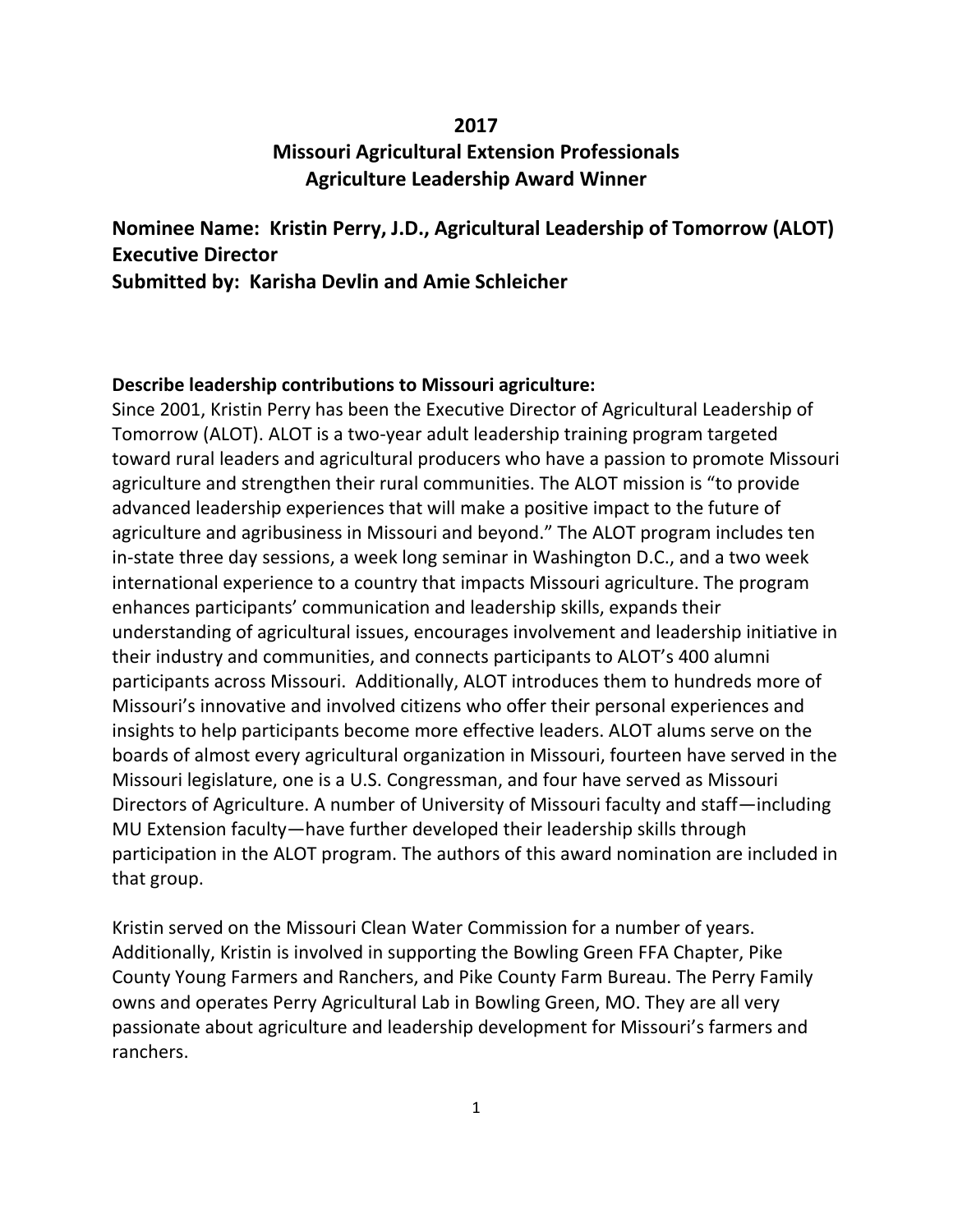# 2017
# Missouri Agricultural Extension Professionals
# Agriculture Leadership Award Winner

## Nominee Name: Kristin Perry, J.D., Agricultural Leadership of Tomorrow (ALOT) Executive Director
## Submitted by: Karisha Devlin and Amie Schleicher

**Describe leadership contributions to Missouri agriculture:**

Since 2001, Kristin Perry has been the Executive Director of Agricultural Leadership of Tomorrow (ALOT). ALOT is a two-year adult leadership training program targeted toward rural leaders and agricultural producers who have a passion to promote Missouri agriculture and strengthen their rural communities. The ALOT mission is "to provide advanced leadership experiences that will make a positive impact to the future of agriculture and agribusiness in Missouri and beyond." The ALOT program includes ten in-state three day sessions, a week long seminar in Washington D.C., and a two week international experience to a country that impacts Missouri agriculture. The program enhances participants' communication and leadership skills, expands their understanding of agricultural issues, encourages involvement and leadership initiative in their industry and communities, and connects participants to ALOT's 400 alumni participants across Missouri. Additionally, ALOT introduces them to hundreds more of Missouri's innovative and involved citizens who offer their personal experiences and insights to help participants become more effective leaders. ALOT alums serve on the boards of almost every agricultural organization in Missouri, fourteen have served in the Missouri legislature, one is a U.S. Congressman, and four have served as Missouri Directors of Agriculture. A number of University of Missouri faculty and staff—including MU Extension faculty—have further developed their leadership skills through participation in the ALOT program. The authors of this award nomination are included in that group.

Kristin served on the Missouri Clean Water Commission for a number of years. Additionally, Kristin is involved in supporting the Bowling Green FFA Chapter, Pike County Young Farmers and Ranchers, and Pike County Farm Bureau. The Perry Family owns and operates Perry Agricultural Lab in Bowling Green, MO. They are all very passionate about agriculture and leadership development for Missouri's farmers and ranchers.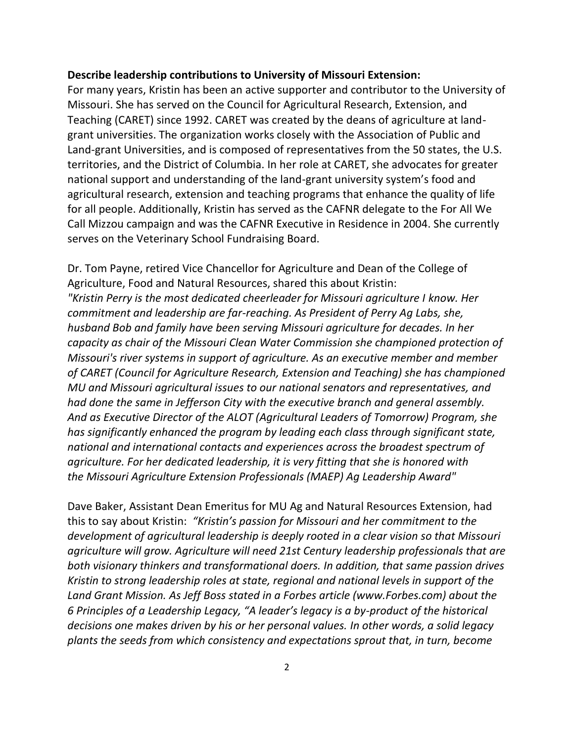**Describe leadership contributions to University of Missouri Extension:**

For many years, Kristin has been an active supporter and contributor to the University of Missouri. She has served on the Council for Agricultural Research, Extension, and Teaching (CARET) since 1992. CARET was created by the deans of agriculture at land-grant universities. The organization works closely with the Association of Public and Land-grant Universities, and is composed of representatives from the 50 states, the U.S. territories, and the District of Columbia. In her role at CARET, she advocates for greater national support and understanding of the land-grant university system's food and agricultural research, extension and teaching programs that enhance the quality of life for all people. Additionally, Kristin has served as the CAFNR delegate to the For All We Call Mizzou campaign and was the CAFNR Executive in Residence in 2004. She currently serves on the Veterinary School Fundraising Board.

Dr. Tom Payne, retired Vice Chancellor for Agriculture and Dean of the College of Agriculture, Food and Natural Resources, shared this about Kristin:
*"Kristin Perry is the most dedicated cheerleader for Missouri agriculture I know. Her commitment and leadership are far-reaching. As President of Perry Ag Labs, she, husband Bob and family have been serving Missouri agriculture for decades. In her capacity as chair of the Missouri Clean Water Commission she championed protection of Missouri's river systems in support of agriculture. As an executive member and member of CARET (Council for Agriculture Research, Extension and Teaching) she has championed MU and Missouri agricultural issues to our national senators and representatives, and had done the same in Jefferson City with the executive branch and general assembly. And as Executive Director of the ALOT (Agricultural Leaders of Tomorrow) Program, she has significantly enhanced the program by leading each class through significant state, national and international contacts and experiences across the broadest spectrum of agriculture. For her dedicated leadership, it is very fitting that she is honored with the Missouri Agriculture Extension Professionals (MAEP) Ag Leadership Award"*

Dave Baker, Assistant Dean Emeritus for MU Ag and Natural Resources Extension, had this to say about Kristin: *"Kristin's passion for Missouri and her commitment to the development of agricultural leadership is deeply rooted in a clear vision so that Missouri agriculture will grow. Agriculture will need 21st Century leadership professionals that are both visionary thinkers and transformational doers. In addition, that same passion drives Kristin to strong leadership roles at state, regional and national levels in support of the Land Grant Mission. As Jeff Boss stated in a Forbes article (www.Forbes.com) about the 6 Principles of a Leadership Legacy, "A leader's legacy is a by-product of the historical decisions one makes driven by his or her personal values. In other words, a solid legacy plants the seeds from which consistency and expectations sprout that, in turn, become*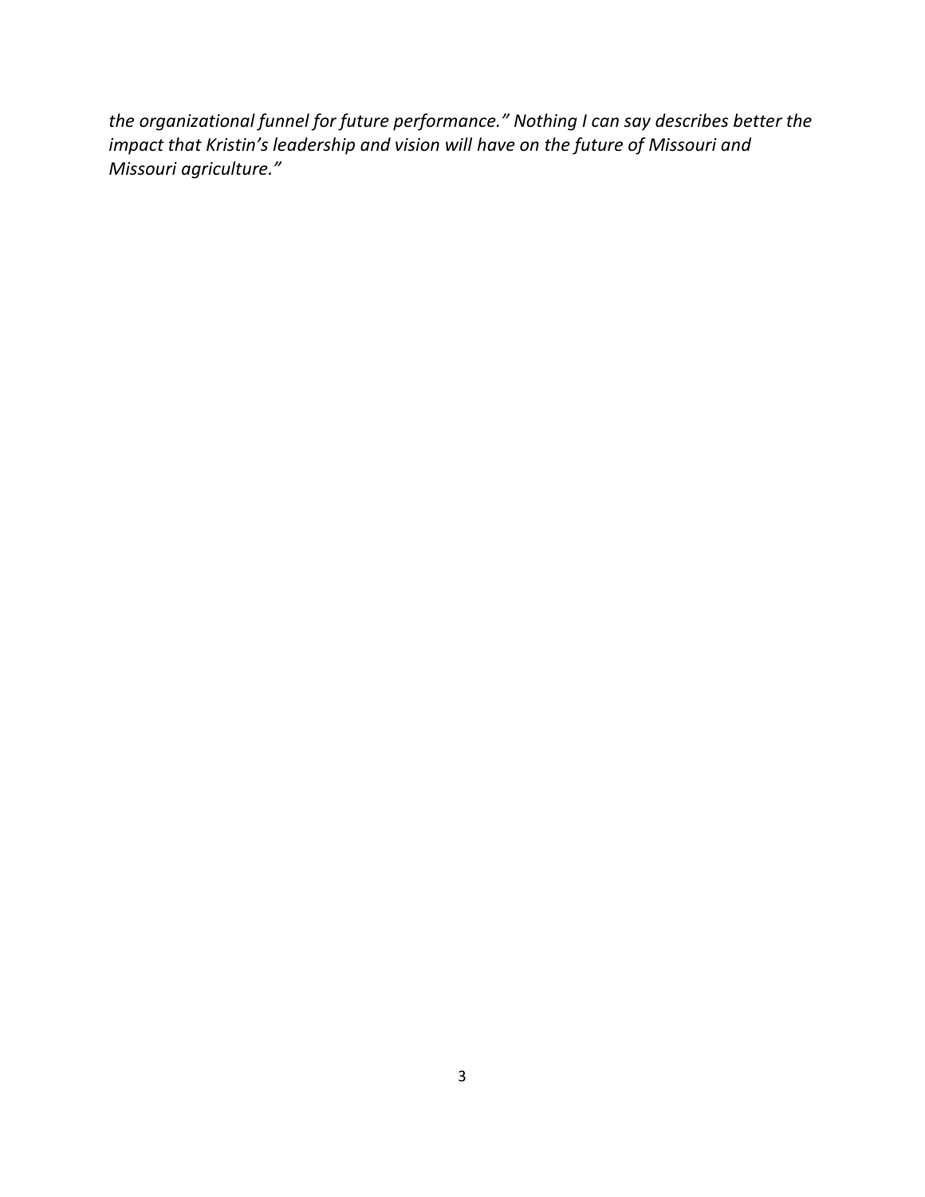*the organizational funnel for future performance." Nothing I can say describes better the impact that Kristin's leadership and vision will have on the future of Missouri and Missouri agriculture."*